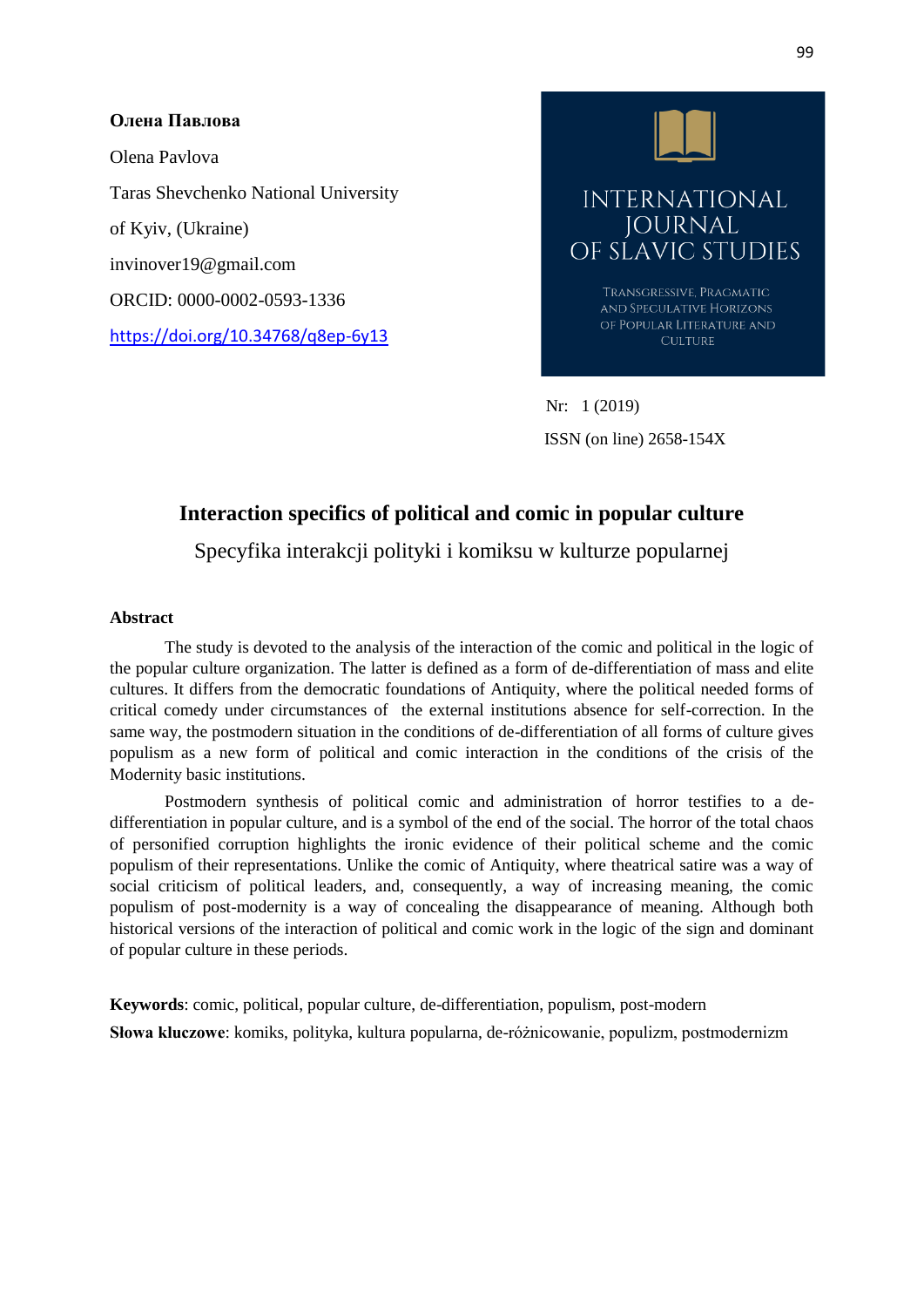**Олена Павлова**

Olena Pavlova

Taras Shevchenko National University of Kyiv, (Ukraine)

invinover19@gmail.com

ORCID: 0000-0002-0593-1336

https://doi.org/10.34768/q8ep-6y13

INTERNATIONAL JOURNAL OF SLAVIC STUDIES

TRANSGRESSIVE, PRAGMATIC AND SPECULATIVE HORIZONS OF POPULAR LITERATURE AND CULTURE

Nr: 1 (2019)

ISSN (on line) 2658-154X

# Interaction specifics of political and comic in popular culture

Specyfika interakcji polityki i komiksu w kulturze popularnej

**Abstract**

The study is devoted to the analysis of the interaction of the comic and political in the logic of the popular culture organization. The latter is defined as a form of de-differentiation of mass and elite cultures. It differs from the democratic foundations of Antiquity, where the political needed forms of critical comedy under circumstances of the external institutions absence for self-correction. In the same way, the postmodern situation in the conditions of de-differentiation of all forms of culture gives populism as a new form of political and comic interaction in the conditions of the crisis of the Modernity basic institutions.

Postmodern synthesis of political comic and administration of horror testifies to a de-differentiation in popular culture, and is a symbol of the end of the social. The horror of the total chaos of personified corruption highlights the ironic evidence of their political scheme and the comic populism of their representations. Unlike the comic of Antiquity, where theatrical satire was a way of social criticism of political leaders, and, consequently, a way of increasing meaning, the comic populism of post-modernity is a way of concealing the disappearance of meaning. Although both historical versions of the interaction of political and comic work in the logic of the sign and dominant of popular culture in these periods.

**Keywords**: comic, political, popular culture, de-differentiation, populism, post-modern

**Słowa kluczowe**: komiks, polityka, kultura popularna, de-różnicowanie, populizm, postmodernizm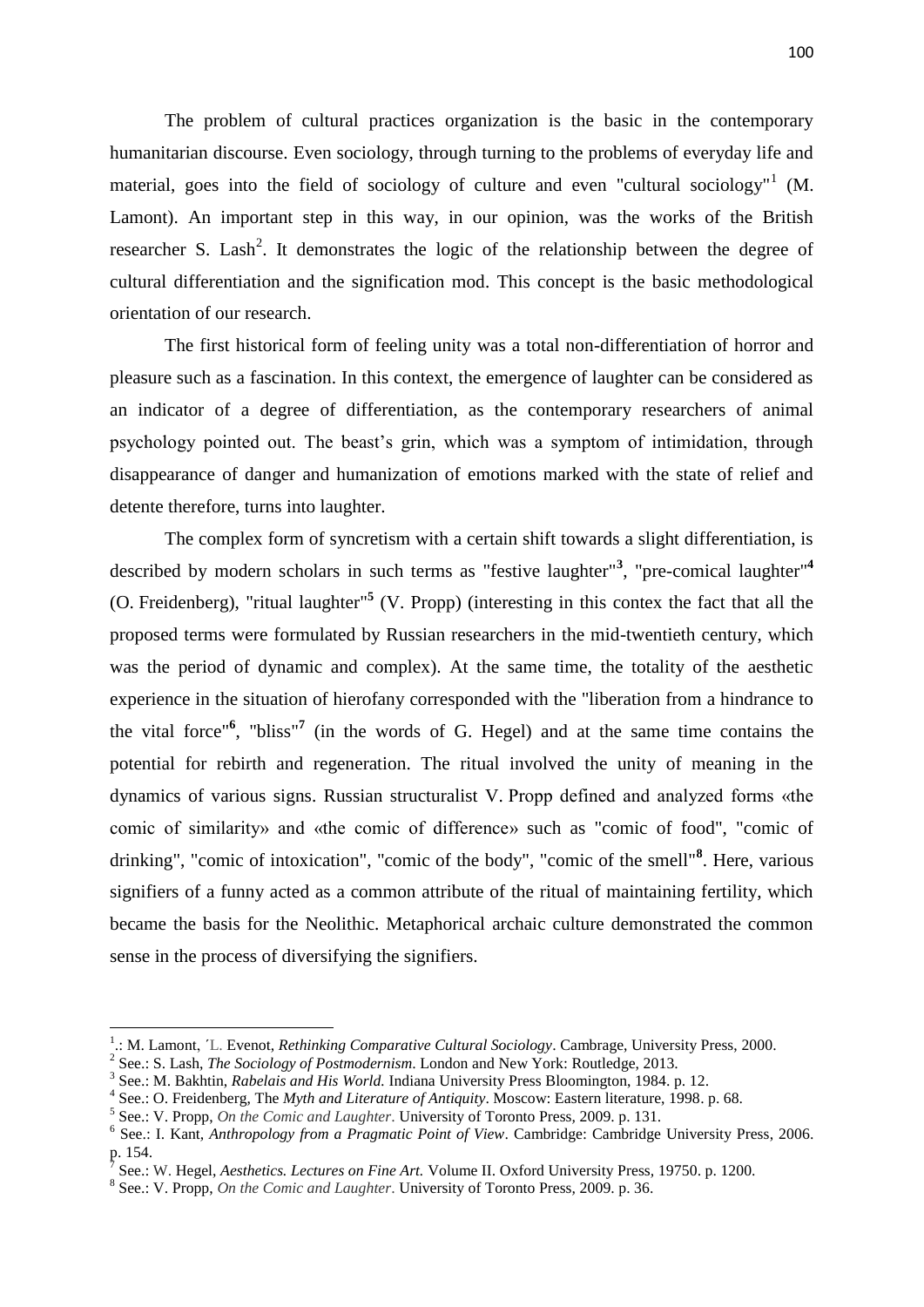The problem of cultural practices organization is the basic in the contemporary humanitarian discourse. Even sociology, through turning to the problems of everyday life and material, goes into the field of sociology of culture and even "cultural sociology"[1] (M. Lamont). An important step in this way, in our opinion, was the works of the British researcher S. Lash[2]. It demonstrates the logic of the relationship between the degree of cultural differentiation and the signification mod. This concept is the basic methodological orientation of our research.

The first historical form of feeling unity was a total non-differentiation of horror and pleasure such as a fascination. In this context, the emergence of laughter can be considered as an indicator of a degree of differentiation, as the contemporary researchers of animal psychology pointed out. The beast's grin, which was a symptom of intimidation, through disappearance of danger and humanization of emotions marked with the state of relief and detente therefore, turns into laughter.

The complex form of syncretism with a certain shift towards a slight differentiation, is described by modern scholars in such terms as "festive laughter"[3], "pre-comical laughter"[4] (O. Freidenberg), "ritual laughter"[5] (V. Propp) (interesting in this contex the fact that all the proposed terms were formulated by Russian researchers in the mid-twentieth century, which was the period of dynamic and complex). At the same time, the totality of the aesthetic experience in the situation of hierofany corresponded with the "liberation from a hindrance to the vital force"[6], "bliss"[7] (in the words of G. Hegel) and at the same time contains the potential for rebirth and regeneration. The ritual involved the unity of meaning in the dynamics of various signs. Russian structuralist V. Propp defined and analyzed forms «the comic of similarity» and «the comic of difference» such as "comic of food", "comic of drinking", "comic of intoxication", "comic of the body", "comic of the smell"[8]. Here, various signifiers of a funny acted as a common attribute of the ritual of maintaining fertility, which became the basis for the Neolithic. Metaphorical archaic culture demonstrated the common sense in the process of diversifying the signifiers.

---

[1] .: M. Lamont, ´L. Evenot, *Rethinking Comparative Cultural Sociology*. Cambrage, University Press, 2000.

[2] See.: S. Lash, *The Sociology of Postmodernism*. London and New York: Routledge, 2013.

[3] See.: M. Bakhtin, *Rabelais and His World.* Indiana University Press Bloomington, 1984. p. 12.

[4] See.: O. Freidenberg, The *Myth and Literature of Antiquity*. Moscow: Eastern literature, 1998. p. 68.

[5] See.: V. Propp, *On the Comic and Laughter*. University of Toronto Press, 2009. p. 131.

[6] See.: I. Kant, *Anthropology from a Pragmatic Point of View*. Cambridge: Cambridge University Press, 2006. p. 154.

[7] See.: W. Hegel, *Aesthetics. Lectures on Fine Art.* Volume II. Oxford University Press, 19750. p. 1200.

[8] See.: V. Propp, *On the Comic and Laughter*. University of Toronto Press, 2009. p. 36.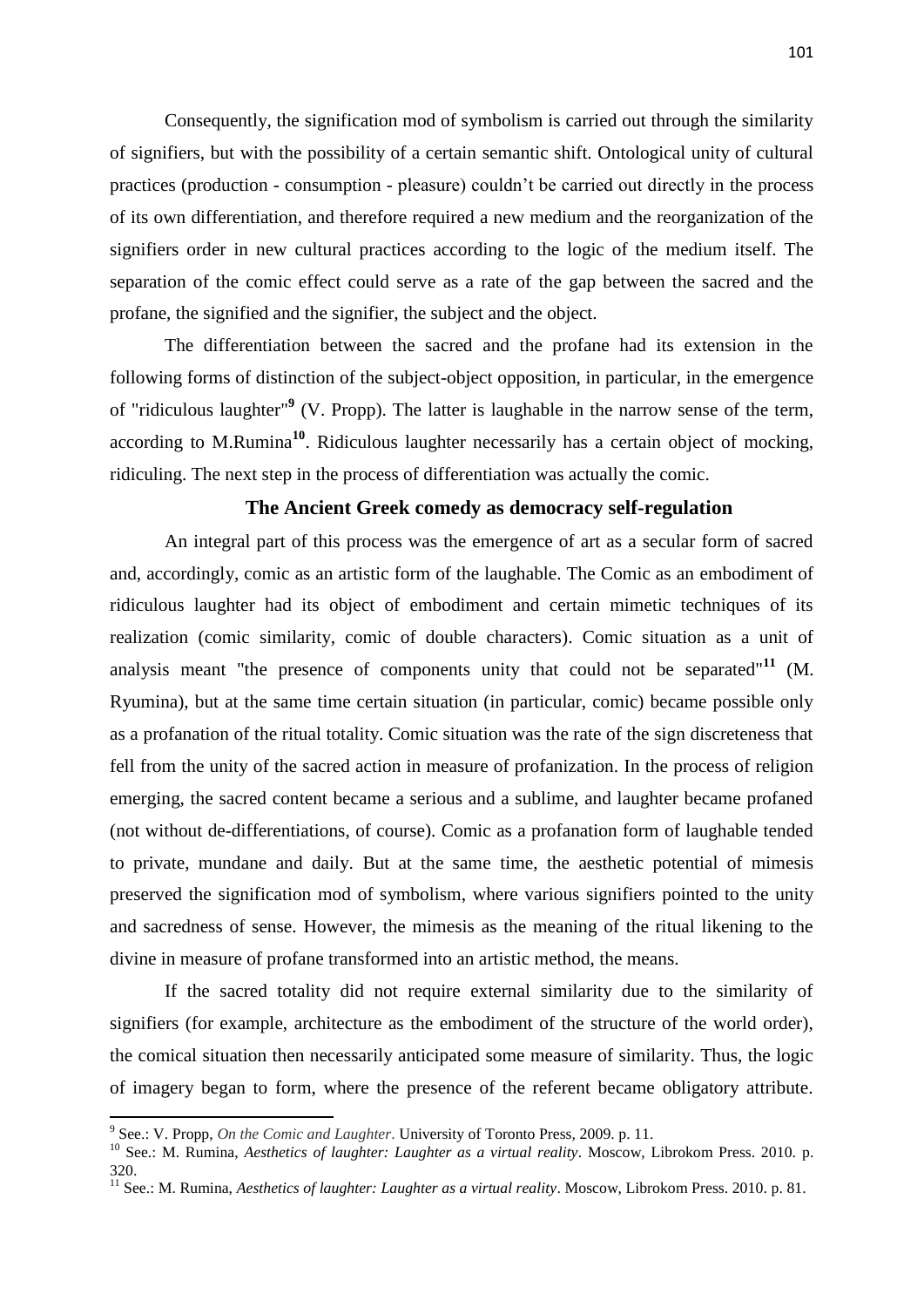Consequently, the signification mod of symbolism is carried out through the similarity of signifiers, but with the possibility of a certain semantic shift. Ontological unity of cultural practices (production - consumption - pleasure) couldn't be carried out directly in the process of its own differentiation, and therefore required a new medium and the reorganization of the signifiers order in new cultural practices according to the logic of the medium itself. The separation of the comic effect could serve as a rate of the gap between the sacred and the profane, the signified and the signifier, the subject and the object.

The differentiation between the sacred and the profane had its extension in the following forms of distinction of the subject-object opposition, in particular, in the emergence of "ridiculous laughter"[9] (V. Propp). The latter is laughable in the narrow sense of the term, according to M.Rumina[10]. Ridiculous laughter necessarily has a certain object of mocking, ridiculing. The next step in the process of differentiation was actually the comic.

## The Ancient Greek comedy as democracy self-regulation

An integral part of this process was the emergence of art as a secular form of sacred and, accordingly, comic as an artistic form of the laughable. The Comic as an embodiment of ridiculous laughter had its object of embodiment and certain mimetic techniques of its realization (comic similarity, comic of double characters). Comic situation as a unit of analysis meant "the presence of components unity that could not be separated"[11] (M. Ryumina), but at the same time certain situation (in particular, comic) became possible only as a profanation of the ritual totality. Comic situation was the rate of the sign discreteness that fell from the unity of the sacred action in measure of profanization. In the process of religion emerging, the sacred content became a serious and a sublime, and laughter became profaned (not without de-differentiations, of course). Comic as a profanation form of laughable tended to private, mundane and daily. But at the same time, the aesthetic potential of mimesis preserved the signification mod of symbolism, where various signifiers pointed to the unity and sacredness of sense. However, the mimesis as the meaning of the ritual likening to the divine in measure of profane transformed into an artistic method, the means.

If the sacred totality did not require external similarity due to the similarity of signifiers (for example, architecture as the embodiment of the structure of the world order), the comical situation then necessarily anticipated some measure of similarity. Thus, the logic of imagery began to form, where the presence of the referent became obligatory attribute.

---

[9] See.: V. Propp, *On the Comic and Laughter*. University of Toronto Press, 2009. p. 11.

[10] See.: M. Rumina, *Aesthetics of laughter: Laughter as a virtual reality*. Moscow, Librokom Press. 2010. p. 320.

[11] See.: M. Rumina, *Aesthetics of laughter: Laughter as a virtual reality*. Moscow, Librokom Press. 2010. p. 81.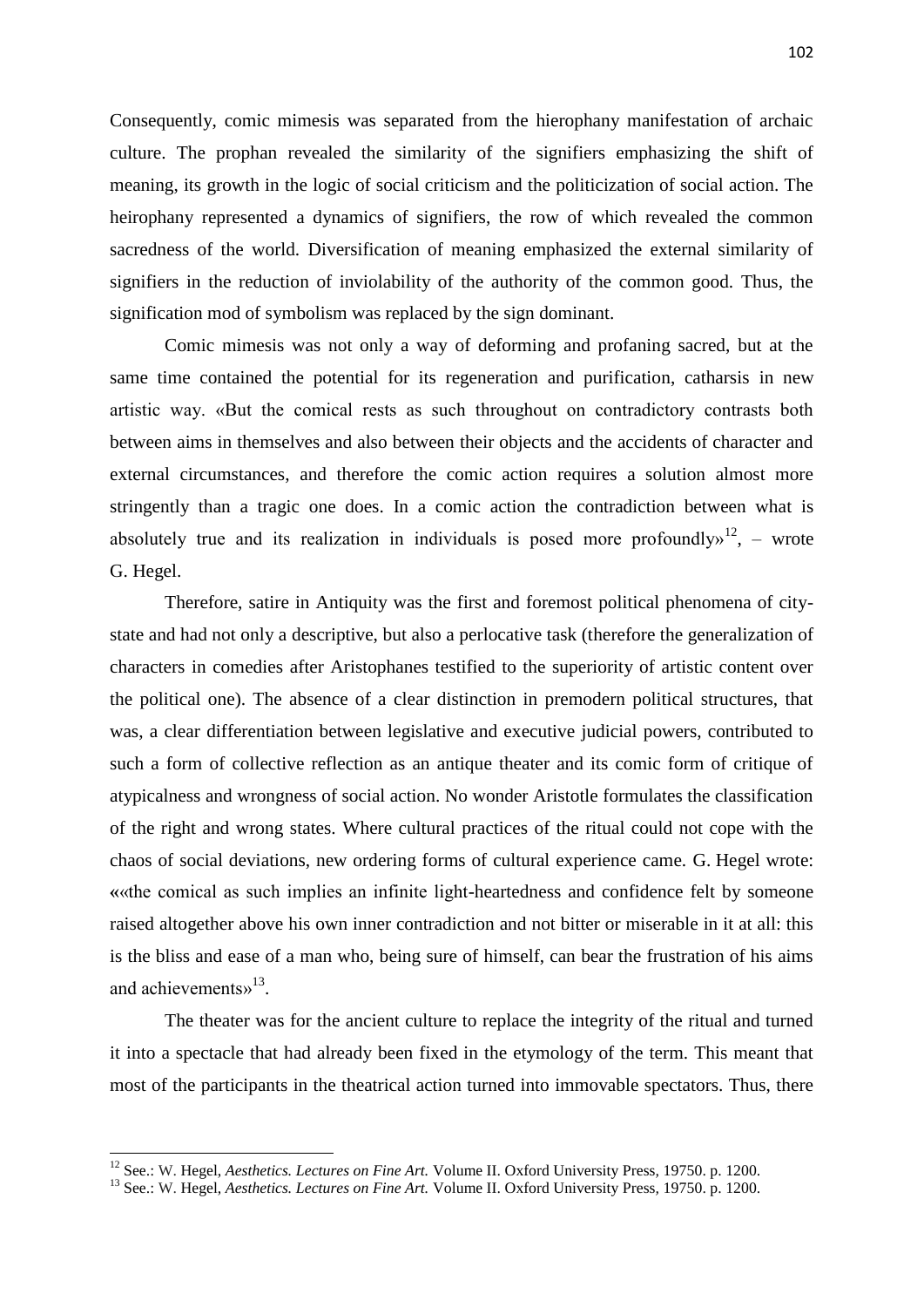Consequently, comic mimesis was separated from the hierophany manifestation of archaic culture. The prophan revealed the similarity of the signifiers emphasizing the shift of meaning, its growth in the logic of social criticism and the politicization of social action. The heirophany represented a dynamics of signifiers, the row of which revealed the common sacredness of the world. Diversification of meaning emphasized the external similarity of signifiers in the reduction of inviolability of the authority of the common good. Thus, the signification mod of symbolism was replaced by the sign dominant.

Comic mimesis was not only a way of deforming and profaning sacred, but at the same time contained the potential for its regeneration and purification, catharsis in new artistic way. «But the comical rests as such throughout on contradictory contrasts both between aims in themselves and also between their objects and the accidents of character and external circumstances, and therefore the comic action requires a solution almost more stringently than a tragic one does. In a comic action the contradiction between what is absolutely true and its realization in individuals is posed more profoundly»[12], – wrote G. Hegel.

Therefore, satire in Antiquity was the first and foremost political phenomena of city-state and had not only a descriptive, but also a perlocative task (therefore the generalization of characters in comedies after Aristophanes testified to the superiority of artistic content over the political one). The absence of a clear distinction in premodern political structures, that was, a clear differentiation between legislative and executive judicial powers, contributed to such a form of collective reflection as an antique theater and its comic form of critique of atypicalness and wrongness of social action. No wonder Aristotle formulates the classification of the right and wrong states. Where cultural practices of the ritual could not cope with the chaos of social deviations, new ordering forms of cultural experience came. G. Hegel wrote: ««the comical as such implies an infinite light-heartedness and confidence felt by someone raised altogether above his own inner contradiction and not bitter or miserable in it at all: this is the bliss and ease of a man who, being sure of himself, can bear the frustration of his aims and achievements»[13].

The theater was for the ancient culture to replace the integrity of the ritual and turned it into a spectacle that had already been fixed in the etymology of the term. This meant that most of the participants in the theatrical action turned into immovable spectators. Thus, there

---

[12] See.: W. Hegel, *Aesthetics. Lectures on Fine Art.* Volume II. Oxford University Press, 19750. p. 1200.

[13] See.: W. Hegel, *Aesthetics. Lectures on Fine Art.* Volume II. Oxford University Press, 19750. p. 1200.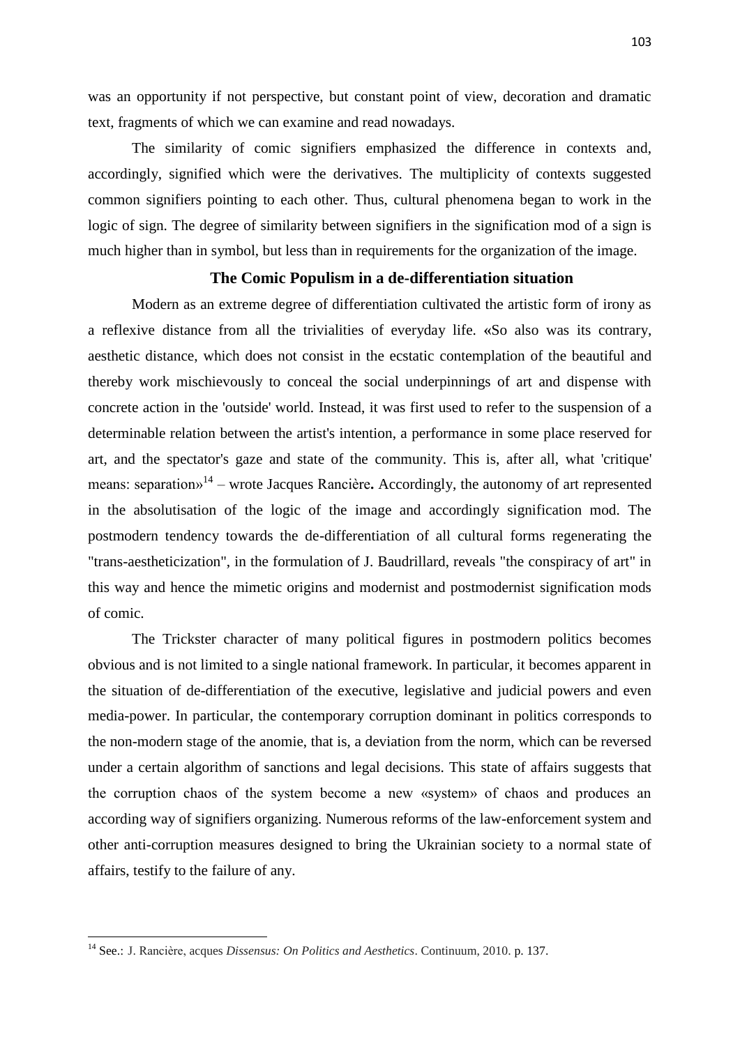was an opportunity if not perspective, but constant point of view, decoration and dramatic text, fragments of which we can examine and read nowadays.

The similarity of comic signifiers emphasized the difference in contexts and, accordingly, signified which were the derivatives. The multiplicity of contexts suggested common signifiers pointing to each other. Thus, cultural phenomena began to work in the logic of sign. The degree of similarity between signifiers in the signification mod of a sign is much higher than in symbol, but less than in requirements for the organization of the image.

## The Comic Populism in a de-differentiation situation

Modern as an extreme degree of differentiation cultivated the artistic form of irony as a reflexive distance from all the trivialities of everyday life. «So also was its contrary, aesthetic distance, which does not consist in the ecstatic contemplation of the beautiful and thereby work mischievously to conceal the social underpinnings of art and dispense with concrete action in the 'outside' world. Instead, it was first used to refer to the suspension of a determinable relation between the artist's intention, a performance in some place reserved for art, and the spectator's gaze and state of the community. This is, after all, what 'critique' means: separation»[14] – wrote Jacques Rancière**.** Accordingly, the autonomy of art represented in the absolutisation of the logic of the image and accordingly signification mod. The postmodern tendency towards the de-differentiation of all cultural forms regenerating the "trans-aestheticization", in the formulation of J. Baudrillard, reveals "the conspiracy of art" in this way and hence the mimetic origins and modernist and postmodernist signification mods of comic.

The Trickster character of many political figures in postmodern politics becomes obvious and is not limited to a single national framework. In particular, it becomes apparent in the situation of de-differentiation of the executive, legislative and judicial powers and even media-power. In particular, the contemporary corruption dominant in politics corresponds to the non-modern stage of the anomie, that is, a deviation from the norm, which can be reversed under a certain algorithm of sanctions and legal decisions. This state of affairs suggests that the corruption chaos of the system become a new «system» of chaos and produces an according way of signifiers organizing. Numerous reforms of the law-enforcement system and other anti-corruption measures designed to bring the Ukrainian society to a normal state of affairs, testify to the failure of any.

---

[14] See.: J. Rancière, acques *Dissensus: On Politics and Aesthetics*. Continuum, 2010. p. 137.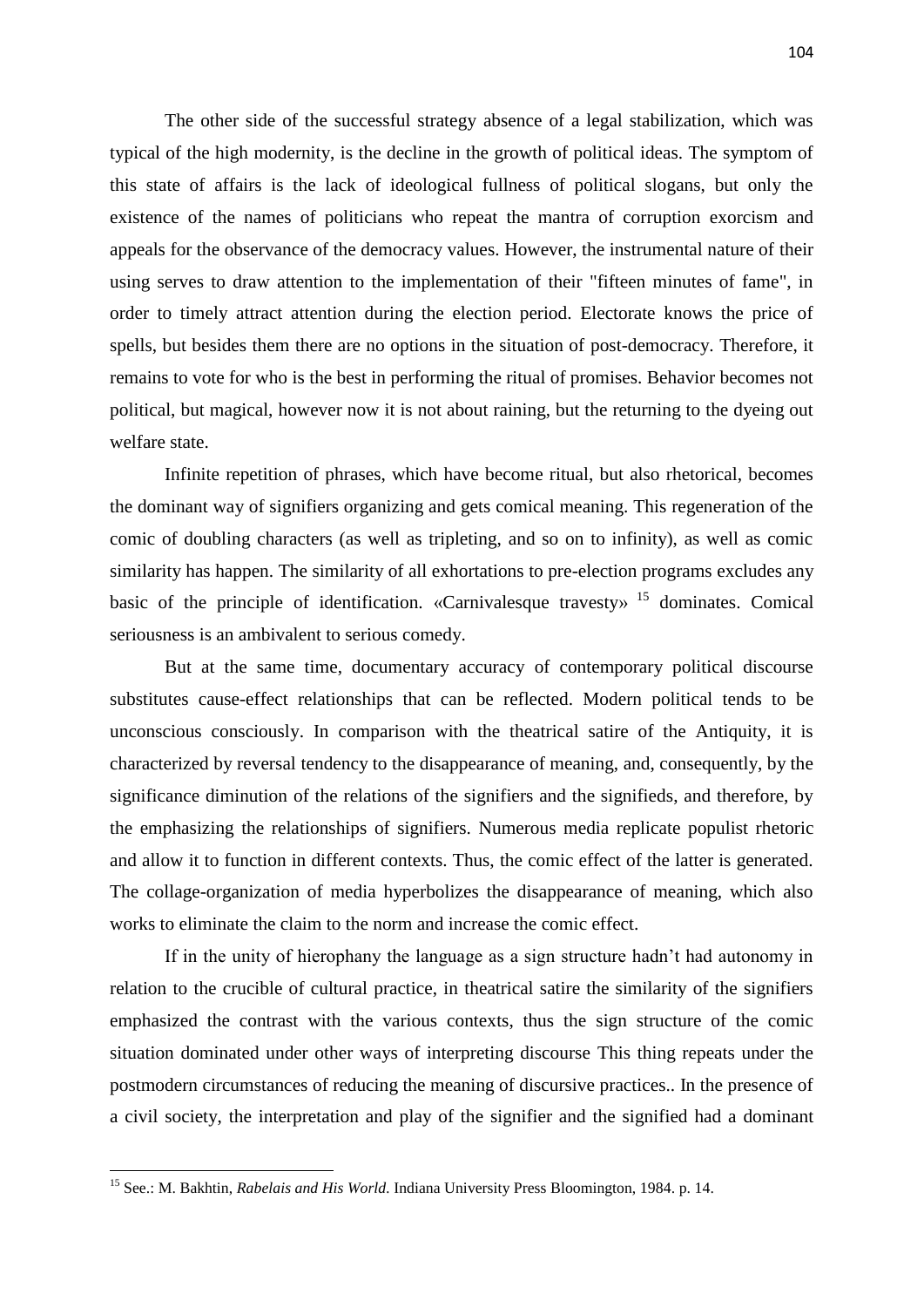The other side of the successful strategy absence of a legal stabilization, which was typical of the high modernity, is the decline in the growth of political ideas. The symptom of this state of affairs is the lack of ideological fullness of political slogans, but only the existence of the names of politicians who repeat the mantra of corruption exorcism and appeals for the observance of the democracy values. However, the instrumental nature of their using serves to draw attention to the implementation of their "fifteen minutes of fame", in order to timely attract attention during the election period. Electorate knows the price of spells, but besides them there are no options in the situation of post-democracy. Therefore, it remains to vote for who is the best in performing the ritual of promises. Behavior becomes not political, but magical, however now it is not about raining, but the returning to the dyeing out welfare state.

Infinite repetition of phrases, which have become ritual, but also rhetorical, becomes the dominant way of signifiers organizing and gets comical meaning. This regeneration of the comic of doubling characters (as well as tripleting, and so on to infinity), as well as comic similarity has happen. The similarity of all exhortations to pre-election programs excludes any basic of the principle of identification. «Carnivalesque travesty» [15] dominates. Comical seriousness is an ambivalent to serious comedy.

But at the same time, documentary accuracy of contemporary political discourse substitutes cause-effect relationships that can be reflected. Modern political tends to be unconscious consciously. In comparison with the theatrical satire of the Antiquity, it is characterized by reversal tendency to the disappearance of meaning, and, consequently, by the significance diminution of the relations of the signifiers and the signifieds, and therefore, by the emphasizing the relationships of signifiers. Numerous media replicate populist rhetoric and allow it to function in different contexts. Thus, the comic effect of the latter is generated. The collage-organization of media hyperbolizes the disappearance of meaning, which also works to eliminate the claim to the norm and increase the comic effect.

If in the unity of hierophany the language as a sign structure hadn't had autonomy in relation to the crucible of cultural practice, in theatrical satire the similarity of the signifiers emphasized the contrast with the various contexts, thus the sign structure of the comic situation dominated under other ways of interpreting discourse This thing repeats under the postmodern circumstances of reducing the meaning of discursive practices.. In the presence of a civil society, the interpretation and play of the signifier and the signified had a dominant

---

[15] See.: M. Bakhtin, *Rabelais and His World*. Indiana University Press Bloomington, 1984. p. 14.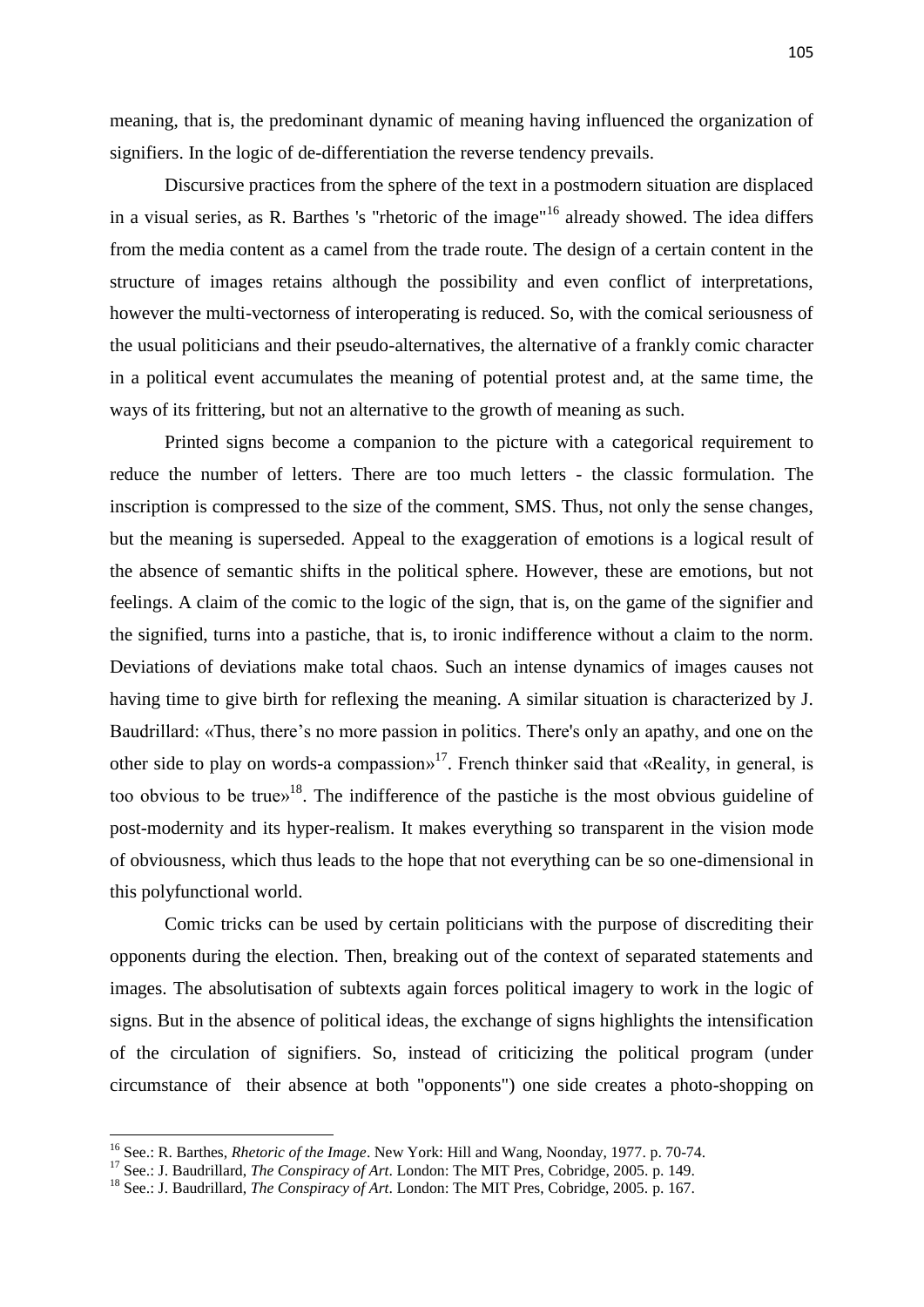meaning, that is, the predominant dynamic of meaning having influenced the organization of signifiers. In the logic of de-differentiation the reverse tendency prevails.

Discursive practices from the sphere of the text in a postmodern situation are displaced in a visual series, as R. Barthes 's "rhetoric of the image"[16] already showed. The idea differs from the media content as a camel from the trade route. The design of a certain content in the structure of images retains although the possibility and even conflict of interpretations, however the multi-vectorness of interoperating is reduced. So, with the comical seriousness of the usual politicians and their pseudo-alternatives, the alternative of a frankly comic character in a political event accumulates the meaning of potential protest and, at the same time, the ways of its frittering, but not an alternative to the growth of meaning as such.

Printed signs become a companion to the picture with a categorical requirement to reduce the number of letters. There are too much letters - the classic formulation. The inscription is compressed to the size of the comment, SMS. Thus, not only the sense changes, but the meaning is superseded. Appeal to the exaggeration of emotions is a logical result of the absence of semantic shifts in the political sphere. However, these are emotions, but not feelings. A claim of the comic to the logic of the sign, that is, on the game of the signifier and the signified, turns into a pastiche, that is, to ironic indifference without a claim to the norm. Deviations of deviations make total chaos. Such an intense dynamics of images causes not having time to give birth for reflexing the meaning. A similar situation is characterized by J. Baudrillard: «Thus, there's no more passion in politics. There's only an apathy, and one on the other side to play on words-a compassion»[17]. French thinker said that «Reality, in general, is too obvious to be true»[18]. The indifference of the pastiche is the most obvious guideline of post-modernity and its hyper-realism. It makes everything so transparent in the vision mode of obviousness, which thus leads to the hope that not everything can be so one-dimensional in this polyfunctional world.

Comic tricks can be used by certain politicians with the purpose of discrediting their opponents during the election. Then, breaking out of the context of separated statements and images. The absolutisation of subtexts again forces political imagery to work in the logic of signs. But in the absence of political ideas, the exchange of signs highlights the intensification of the circulation of signifiers. So, instead of criticizing the political program (under circumstance of their absence at both "opponents") one side creates a photo-shopping on

---

[16] See.: R. Barthes, *Rhetoric of the Image*. New York: Hill and Wang, Noonday, 1977. p. 70-74.

[17] See.: J. Baudrillard, *The Conspiracy of Art*. London: The MIT Pres, Cobridge, 2005. p. 149.

[18] See.: J. Baudrillard, *The Conspiracy of Art*. London: The MIT Pres, Cobridge, 2005. p. 167.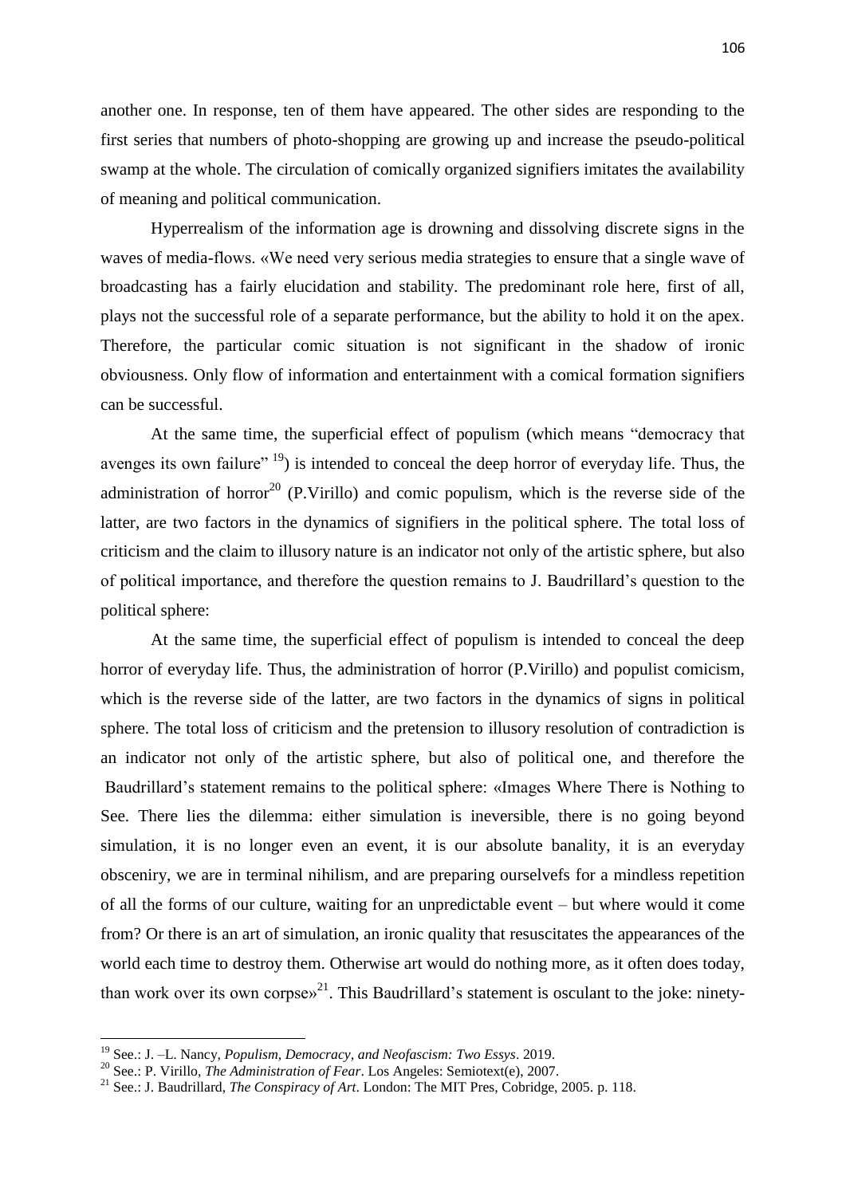another one. In response, ten of them have appeared. The other sides are responding to the first series that numbers of photo-shopping are growing up and increase the pseudo-political swamp at the whole. The circulation of comically organized signifiers imitates the availability of meaning and political communication.

Hyperrealism of the information age is drowning and dissolving discrete signs in the waves of media-flows. «We need very serious media strategies to ensure that a single wave of broadcasting has a fairly elucidation and stability. The predominant role here, first of all, plays not the successful role of a separate performance, but the ability to hold it on the apex. Therefore, the particular comic situation is not significant in the shadow of ironic obviousness. Only flow of information and entertainment with a comical formation signifiers can be successful.

At the same time, the superficial effect of populism (which means "democracy that avenges its own failure" [19]) is intended to conceal the deep horror of everyday life. Thus, the administration of horror[20] (P.Virillo) and comic populism, which is the reverse side of the latter, are two factors in the dynamics of signifiers in the political sphere. The total loss of criticism and the claim to illusory nature is an indicator not only of the artistic sphere, but also of political importance, and therefore the question remains to J. Baudrillard's question to the political sphere:

At the same time, the superficial effect of populism is intended to conceal the deep horror of everyday life. Thus, the administration of horror (P.Virillo) and populist comicism, which is the reverse side of the latter, are two factors in the dynamics of signs in political sphere. The total loss of criticism and the pretension to illusory resolution of contradiction is an indicator not only of the artistic sphere, but also of political one, and therefore the Baudrillard's statement remains to the political sphere: «Images Where There is Nothing to See. There lies the dilemma: either simulation is ineversible, there is no going beyond simulation, it is no longer even an event, it is our absolute banality, it is an everyday obsceniry, we are in terminal nihilism, and are preparing ourselvefs for a mindless repetition of all the forms of our culture, waiting for an unpredictable event – but where would it come from? Or there is an art of simulation, an ironic quality that resuscitates the appearances of the world each time to destroy them. Otherwise art would do nothing more, as it often does today, than work over its own corpse»[21]. This Baudrillard's statement is osculant to the joke: ninety-

---

[19] See.: J. –L. Nancy, *Populism, Democracy, and Neofascism: Two Essys*. 2019.

[20] See.: P. Virillo, *The Administration of Fear*. Los Angeles: Semiotext(e), 2007.

[21] See.: J. Baudrillard, *The Conspiracy of Art*. London: The MIT Pres, Cobridge, 2005. p. 118.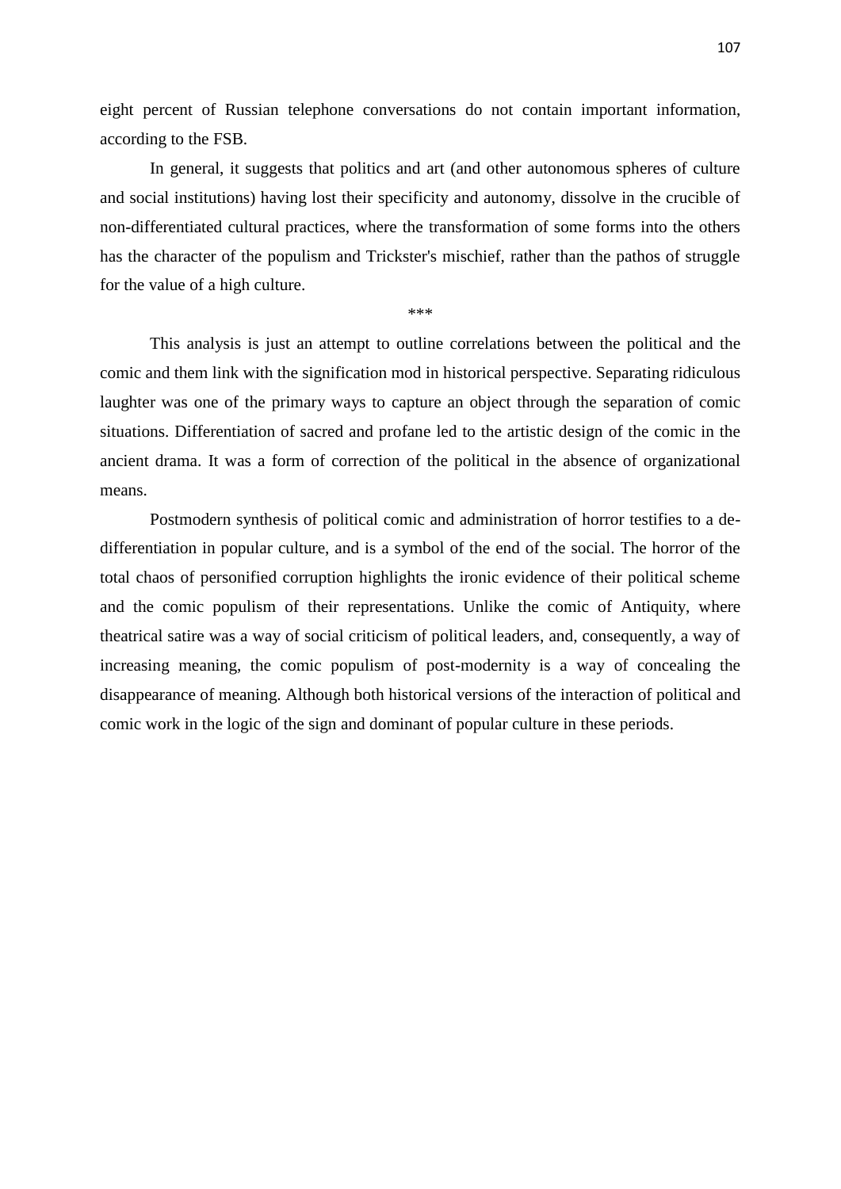eight percent of Russian telephone conversations do not contain important information, according to the FSB.

In general, it suggests that politics and art (and other autonomous spheres of culture and social institutions) having lost their specificity and autonomy, dissolve in the crucible of non-differentiated cultural practices, where the transformation of some forms into the others has the character of the populism and Trickster's mischief, rather than the pathos of struggle for the value of a high culture.

***

This analysis is just an attempt to outline correlations between the political and the comic and them link with the signification mod in historical perspective. Separating ridiculous laughter was one of the primary ways to capture an object through the separation of comic situations. Differentiation of sacred and profane led to the artistic design of the comic in the ancient drama. It was a form of correction of the political in the absence of organizational means.

Postmodern synthesis of political comic and administration of horror testifies to a de-differentiation in popular culture, and is a symbol of the end of the social. The horror of the total chaos of personified corruption highlights the ironic evidence of their political scheme and the comic populism of their representations. Unlike the comic of Antiquity, where theatrical satire was a way of social criticism of political leaders, and, consequently, a way of increasing meaning, the comic populism of post-modernity is a way of concealing the disappearance of meaning. Although both historical versions of the interaction of political and comic work in the logic of the sign and dominant of popular culture in these periods.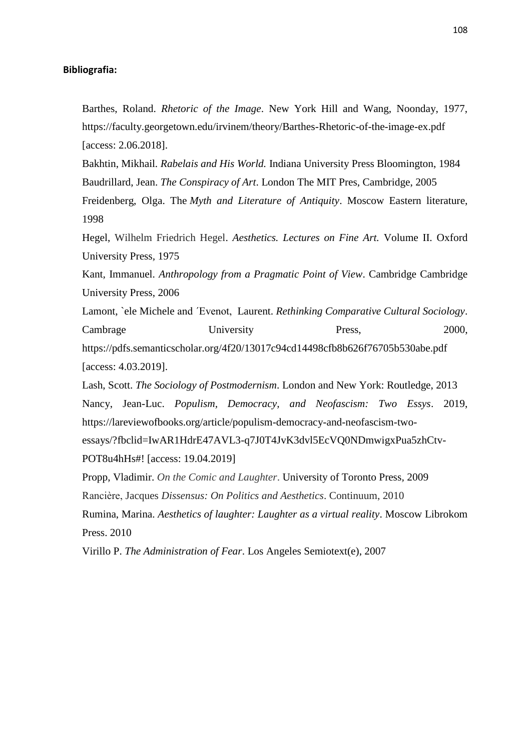**Bibliografia:**

Barthes, Roland. *Rhetoric of the Image*. New York Hill and Wang, Noonday, 1977, https://faculty.georgetown.edu/irvinem/theory/Barthes-Rhetoric-of-the-image-ex.pdf [access: 2.06.2018].

Bakhtin, Mikhail. *Rabelais and His World.* Indiana University Press Bloomington, 1984

Baudrillard, Jean. *The Conspiracy of Art*. London The MIT Pres, Cambridge, 2005

Freidenberg, Olga. The *Myth and Literature of Antiquity*. Moscow Eastern literature, 1998

Hegel, Wilhelm Friedrich Hegel. *Aesthetics. Lectures on Fine Art.* Volume II. Oxford University Press, 1975

Kant, Immanuel. *Anthropology from a Pragmatic Point of View*. Cambridge Cambridge University Press, 2006

Lamont, `ele Michele and ´Evenot, Laurent. *Rethinking Comparative Cultural Sociology*. Cambrage University Press, 2000, https://pdfs.semanticscholar.org/4f20/13017c94cd14498cfb8b626f76705b530abe.pdf [access: 4.03.2019].

Lash, Scott. *The Sociology of Postmodernism*. London and New York: Routledge, 2013

Nancy, Jean-Luc. *Populism, Democracy, and Neofascism: Two Essys*. 2019, https://lareviewofbooks.org/article/populism-democracy-and-neofascism-two-essays/?fbclid=IwAR1HdrE47AVL3-q7J0T4JvK3dvl5EcVQ0NDmwigxPua5zhCtv-POT8u4hHs#! [access: 19.04.2019]

Propp, Vladimir. *On the Comic and Laughter*. University of Toronto Press, 2009

Rancière, Jacques *Dissensus: On Politics and Aesthetics*. Continuum, 2010

Rumina, Marina. *Aesthetics of laughter: Laughter as a virtual reality*. Moscow Librokom Press. 2010

Virillo P. *The Administration of Fear*. Los Angeles Semiotext(e), 2007